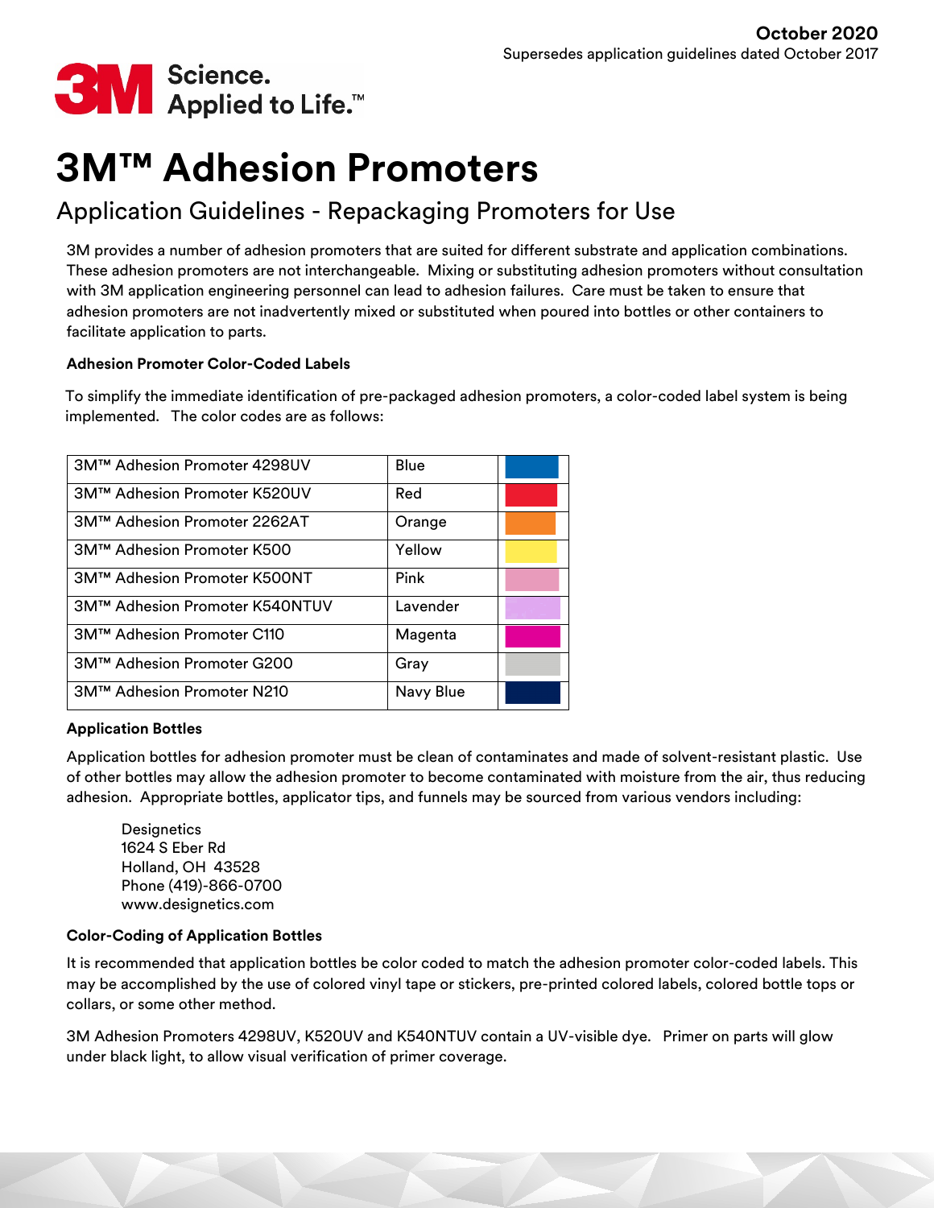October 2020
Supersedes application guidelines dated October 2017

3M Science. Applied to Life.™

# 3M™ Adhesion Promoters

## Application Guidelines - Repackaging Promoters for Use

3M provides a number of adhesion promoters that are suited for different substrate and application combinations. These adhesion promoters are not interchangeable. Mixing or substituting adhesion promoters without consultation with 3M application engineering personnel can lead to adhesion failures. Care must be taken to ensure that adhesion promoters are not inadvertently mixed or substituted when poured into bottles or other containers to facilitate application to parts.

**Adhesion Promoter Color-Coded Labels**

To simplify the immediate identification of pre-packaged adhesion promoters, a color-coded label system is being implemented. The color codes are as follows:

| 3M™ Adhesion Promoter 4298UV | Blue | |
|---|---|---|
| 3M™ Adhesion Promoter K520UV | Red | |
| 3M™ Adhesion Promoter 2262AT | Orange | |
| 3M™ Adhesion Promoter K500 | Yellow | |
| 3M™ Adhesion Promoter K500NT | Pink | |
| 3M™ Adhesion Promoter K540NTUV | Lavender | |
| 3M™ Adhesion Promoter C110 | Magenta | |
| 3M™ Adhesion Promoter G200 | Gray | |
| 3M™ Adhesion Promoter N210 | Navy Blue | |

**Application Bottles**

Application bottles for adhesion promoter must be clean of contaminates and made of solvent-resistant plastic. Use of other bottles may allow the adhesion promoter to become contaminated with moisture from the air, thus reducing adhesion. Appropriate bottles, applicator tips, and funnels may be sourced from various vendors including:

Designetics
1624 S Eber Rd
Holland, OH 43528
Phone (419)-866-0700
www.designetics.com

**Color-Coding of Application Bottles**

It is recommended that application bottles be color coded to match the adhesion promoter color-coded labels. This may be accomplished by the use of colored vinyl tape or stickers, pre-printed colored labels, colored bottle tops or collars, or some other method.

3M Adhesion Promoters 4298UV, K520UV and K540NTUV contain a UV-visible dye. Primer on parts will glow under black light, to allow visual verification of primer coverage.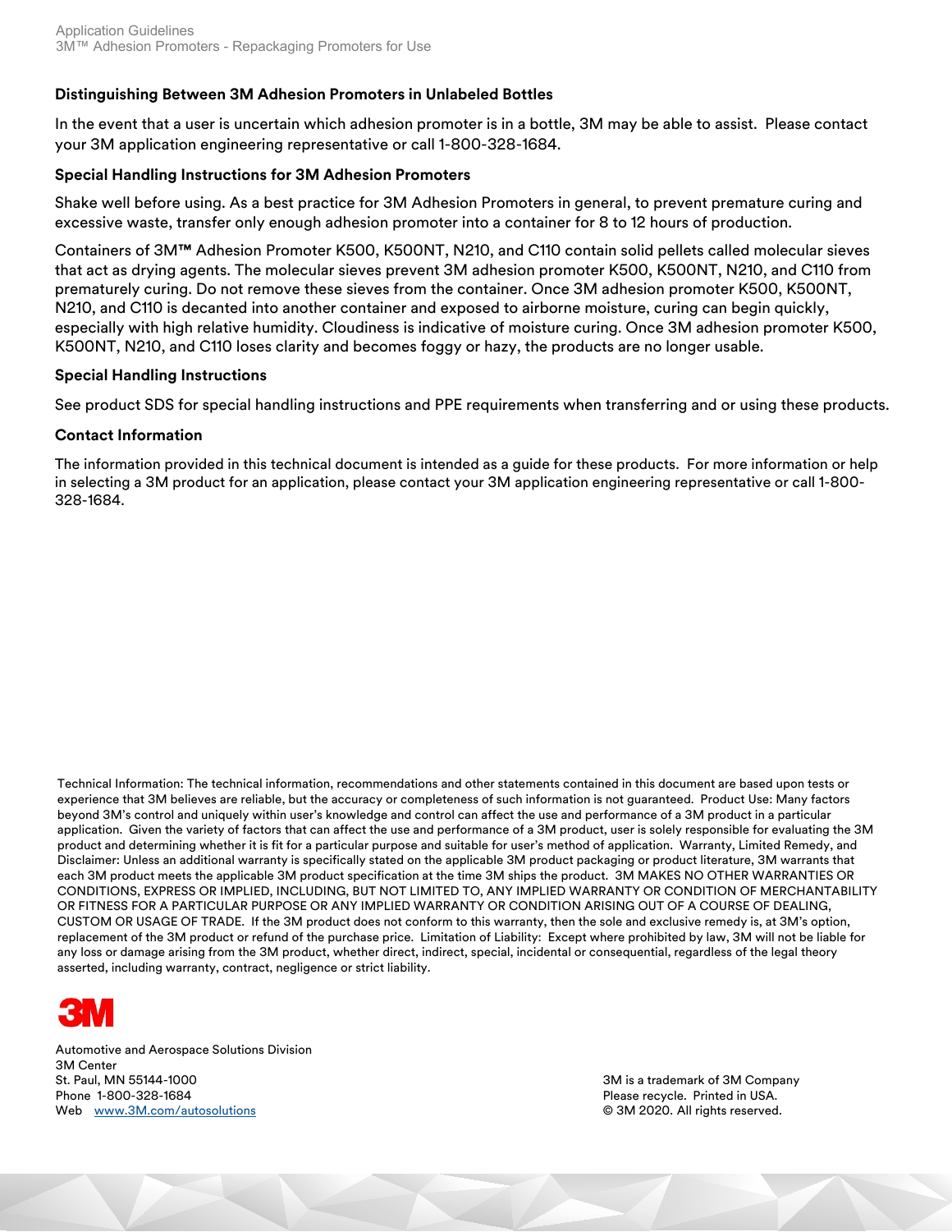## Distinguishing Between 3M Adhesion Promoters in Unlabeled Bottles

In the event that a user is uncertain which adhesion promoter is in a bottle, 3M may be able to assist. Please contact your 3M application engineering representative or call 1-800-328-1684.

## Special Handling Instructions for 3M Adhesion Promoters

Shake well before using. As a best practice for 3M Adhesion Promoters in general, to prevent premature curing and excessive waste, transfer only enough adhesion promoter into a container for 8 to 12 hours of production.

Containers of 3M™ Adhesion Promoter K500, K500NT, N210, and C110 contain solid pellets called molecular sieves that act as drying agents. The molecular sieves prevent 3M adhesion promoter K500, K500NT, N210, and C110 from prematurely curing. Do not remove these sieves from the container. Once 3M adhesion promoter K500, K500NT, N210, and C110 is decanted into another container and exposed to airborne moisture, curing can begin quickly, especially with high relative humidity. Cloudiness is indicative of moisture curing. Once 3M adhesion promoter K500, K500NT, N210, and C110 loses clarity and becomes foggy or hazy, the products are no longer usable.

## Special Handling Instructions

See product SDS for special handling instructions and PPE requirements when transferring and or using these products.

## Contact Information

The information provided in this technical document is intended as a guide for these products. For more information or help in selecting a 3M product for an application, please contact your 3M application engineering representative or call 1-800-328-1684.

Technical Information: The technical information, recommendations and other statements contained in this document are based upon tests or experience that 3M believes are reliable, but the accuracy or completeness of such information is not guaranteed. Product Use: Many factors beyond 3M's control and uniquely within user's knowledge and control can affect the use and performance of a 3M product in a particular application. Given the variety of factors that can affect the use and performance of a 3M product, user is solely responsible for evaluating the 3M product and determining whether it is fit for a particular purpose and suitable for user's method of application. Warranty, Limited Remedy, and Disclaimer: Unless an additional warranty is specifically stated on the applicable 3M product packaging or product literature, 3M warrants that each 3M product meets the applicable 3M product specification at the time 3M ships the product. 3M MAKES NO OTHER WARRANTIES OR CONDITIONS, EXPRESS OR IMPLIED, INCLUDING, BUT NOT LIMITED TO, ANY IMPLIED WARRANTY OR CONDITION OF MERCHANTABILITY OR FITNESS FOR A PARTICULAR PURPOSE OR ANY IMPLIED WARRANTY OR CONDITION ARISING OUT OF A COURSE OF DEALING, CUSTOM OR USAGE OF TRADE. If the 3M product does not conform to this warranty, then the sole and exclusive remedy is, at 3M's option, replacement of the 3M product or refund of the purchase price. Limitation of Liability: Except where prohibited by law, 3M will not be liable for any loss or damage arising from the 3M product, whether direct, indirect, special, incidental or consequential, regardless of the legal theory asserted, including warranty, contract, negligence or strict liability.

Automotive and Aerospace Solutions Division
3M Center
St. Paul, MN 55144-1000
Phone 1-800-328-1684
Web [www.3M.com/autosolutions](http://www.3M.com/autosolutions)

3M is a trademark of 3M Company
Please recycle. Printed in USA.
© 3M 2020. All rights reserved.